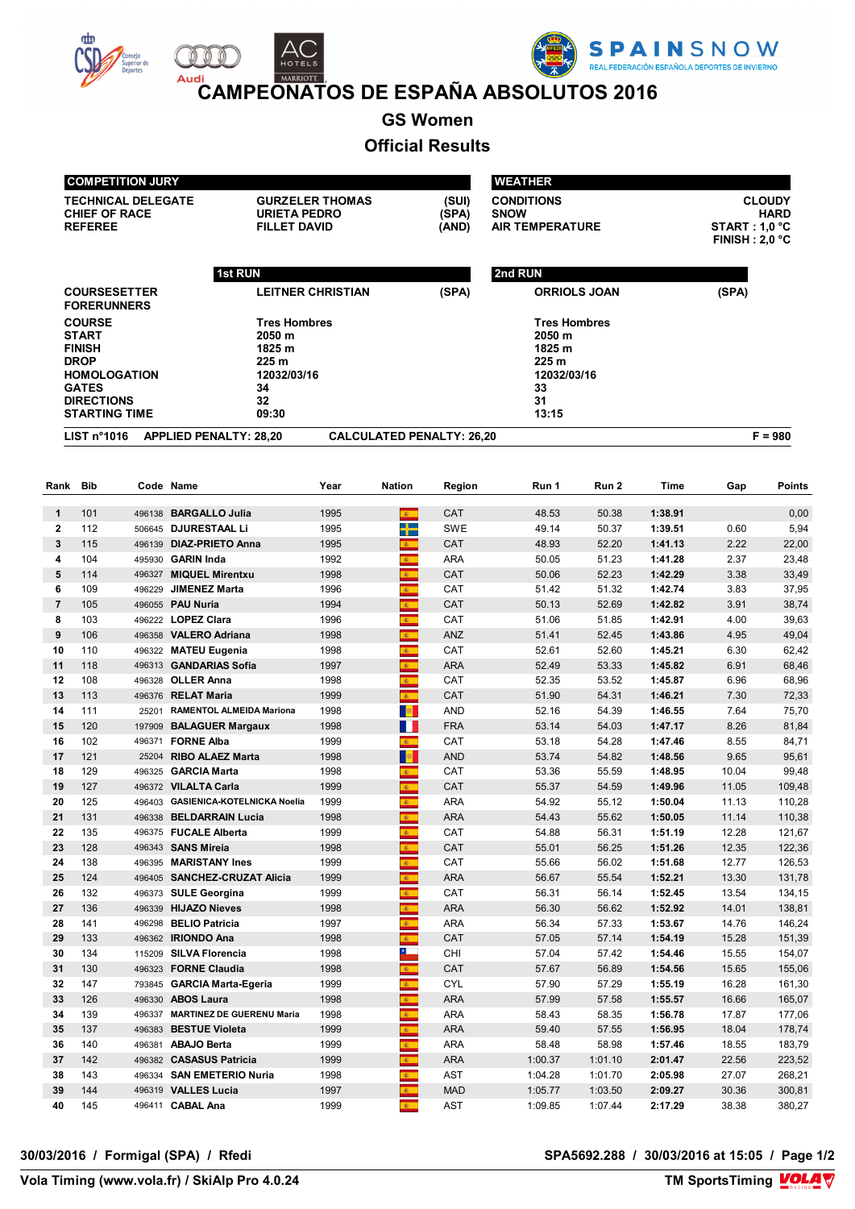# CAMPEONATOS DE ESPAÑA ABSOLUTOS 2016

## GS Women

## Official Results

| COMPETITION JURY | | |
|---|---|---|
| TECHNICAL DELEGATE | GURZELER THOMAS | (SUI) |
| CHIEF OF RACE | URIETA PEDRO | (SPA) |
| REFEREE | FILLET DAVID | (AND) |

| WEATHER | |
|---|---|
| CONDITIONS | CLOUDY |
| SNOW | HARD |
| AIR TEMPERATURE | START : 1,0 °C |
| | FINISH : 2,0 °C |

| | 1st RUN | | 2nd RUN | |
|---|---|---|---|---|
| COURSESETTER | LEITNER CHRISTIAN | (SPA) | ORRIOLS JOAN | (SPA) |
| FORERUNNERS | | | | |
| COURSE | Tres Hombres | | Tres Hombres | |
| START | 2050 m | | 2050 m | |
| FINISH | 1825 m | | 1825 m | |
| DROP | 225 m | | 225 m | |
| HOMOLOGATION | 12032/03/16 | | 12032/03/16 | |
| GATES | 34 | | 33 | |
| DIRECTIONS | 32 | | 31 | |
| STARTING TIME | 09:30 | | 13:15 | |

LIST n°1016 APPLIED PENALTY: 28,20 CALCULATED PENALTY: 26,20 F = 980

| Rank | Bib | Code | Name | Year | Nation | Region | Run 1 | Run 2 | Time | Gap | Points |
|---|---|---|---|---|---|---|---|---|---|---|---|
| 1 | 101 | 496138 | BARGALLO Julia | 1995 | | CAT | 48.53 | 50.38 | 1:38.91 | | 0,00 |
| 2 | 112 | 506645 | DJURESTAAL Li | 1995 | | SWE | 49.14 | 50.37 | 1:39.51 | 0.60 | 5,94 |
| 3 | 115 | 496139 | DIAZ-PRIETO Anna | 1995 | | CAT | 48.93 | 52.20 | 1:41.13 | 2.22 | 22,00 |
| 4 | 104 | 495930 | GARIN Inda | 1992 | | ARA | 50.05 | 51.23 | 1:41.28 | 2.37 | 23,48 |
| 5 | 114 | 496327 | MIQUEL Mirentxu | 1998 | | CAT | 50.06 | 52.23 | 1:42.29 | 3.38 | 33,49 |
| 6 | 109 | 496229 | JIMENEZ Marta | 1996 | | CAT | 51.42 | 51.32 | 1:42.74 | 3.83 | 37,95 |
| 7 | 105 | 496055 | PAU Nuria | 1994 | | CAT | 50.13 | 52.69 | 1:42.82 | 3.91 | 38,74 |
| 8 | 103 | 496222 | LOPEZ Clara | 1996 | | CAT | 51.06 | 51.85 | 1:42.91 | 4.00 | 39,63 |
| 9 | 106 | 496358 | VALERO Adriana | 1998 | | ANZ | 51.41 | 52.45 | 1:43.86 | 4.95 | 49,04 |
| 10 | 110 | 496322 | MATEU Eugenia | 1998 | | CAT | 52.61 | 52.60 | 1:45.21 | 6.30 | 62,42 |
| 11 | 118 | 496313 | GANDARIAS Sofia | 1997 | | ARA | 52.49 | 53.33 | 1:45.82 | 6.91 | 68,46 |
| 12 | 108 | 496328 | OLLER Anna | 1998 | | CAT | 52.35 | 53.52 | 1:45.87 | 6.96 | 68,96 |
| 13 | 113 | 496376 | RELAT Maria | 1999 | | CAT | 51.90 | 54.31 | 1:46.21 | 7.30 | 72,33 |
| 14 | 111 | 25201 | RAMENTOL ALMEIDA Mariona | 1998 | | AND | 52.16 | 54.39 | 1:46.55 | 7.64 | 75,70 |
| 15 | 120 | 197909 | BALAGUER Margaux | 1998 | | FRA | 53.14 | 54.03 | 1:47.17 | 8.26 | 81,84 |
| 16 | 102 | 496371 | FORNE Alba | 1999 | | CAT | 53.18 | 54.28 | 1:47.46 | 8.55 | 84,71 |
| 17 | 121 | 25204 | RIBO ALAEZ Marta | 1998 | | AND | 53.74 | 54.82 | 1:48.56 | 9.65 | 95,61 |
| 18 | 129 | 496325 | GARCIA Marta | 1998 | | CAT | 53.36 | 55.59 | 1:48.95 | 10.04 | 99,48 |
| 19 | 127 | 496372 | VILALTA Carla | 1999 | | CAT | 55.37 | 54.59 | 1:49.96 | 11.05 | 109,48 |
| 20 | 125 | 496403 | GASIENICA-KOTELNICKA Noelia | 1999 | | ARA | 54.92 | 55.12 | 1:50.04 | 11.13 | 110,28 |
| 21 | 131 | 496338 | BELDARRAIN Lucia | 1998 | | ARA | 54.43 | 55.62 | 1:50.05 | 11.14 | 110,38 |
| 22 | 135 | 496375 | FUCALE Alberta | 1999 | | CAT | 54.88 | 56.31 | 1:51.19 | 12.28 | 121,67 |
| 23 | 128 | 496343 | SANS Mireia | 1998 | | CAT | 55.01 | 56.25 | 1:51.26 | 12.35 | 122,36 |
| 24 | 138 | 496395 | MARISTANY Ines | 1999 | | CAT | 55.66 | 56.02 | 1:51.68 | 12.77 | 126,53 |
| 25 | 124 | 496405 | SANCHEZ-CRUZAT Alicia | 1999 | | ARA | 56.67 | 55.54 | 1:52.21 | 13.30 | 131,78 |
| 26 | 132 | 496373 | SULE Georgina | 1999 | | CAT | 56.31 | 56.14 | 1:52.45 | 13.54 | 134,15 |
| 27 | 136 | 496339 | HIJAZO Nieves | 1998 | | ARA | 56.30 | 56.62 | 1:52.92 | 14.01 | 138,81 |
| 28 | 141 | 496298 | BELIO Patricia | 1997 | | ARA | 56.34 | 57.33 | 1:53.67 | 14.76 | 146,24 |
| 29 | 133 | 496362 | IRIONDO Ana | 1998 | | CAT | 57.05 | 57.14 | 1:54.19 | 15.28 | 151,39 |
| 30 | 134 | 115209 | SILVA Florencia | 1998 | | CHI | 57.04 | 57.42 | 1:54.46 | 15.55 | 154,07 |
| 31 | 130 | 496323 | FORNE Claudia | 1998 | | CAT | 57.67 | 56.89 | 1:54.56 | 15.65 | 155,06 |
| 32 | 147 | 793845 | GARCIA Marta-Egeria | 1999 | | CYL | 57.90 | 57.29 | 1:55.19 | 16.28 | 161,30 |
| 33 | 126 | 496330 | ABOS Laura | 1998 | | ARA | 57.99 | 57.58 | 1:55.57 | 16.66 | 165,07 |
| 34 | 139 | 496337 | MARTINEZ DE GUERENU Maria | 1998 | | ARA | 58.43 | 58.35 | 1:56.78 | 17.87 | 177,06 |
| 35 | 137 | 496383 | BESTUE Violeta | 1999 | | ARA | 59.40 | 57.55 | 1:56.95 | 18.04 | 178,74 |
| 36 | 140 | 496381 | ABAJO Berta | 1999 | | ARA | 58.48 | 58.98 | 1:57.46 | 18.55 | 183,79 |
| 37 | 142 | 496382 | CASASUS Patricia | 1999 | | ARA | 1:00.37 | 1:01.10 | 2:01.47 | 22.56 | 223,52 |
| 38 | 143 | 496334 | SAN EMETERIO Nuria | 1998 | | AST | 1:04.28 | 1:01.70 | 2:05.98 | 27.07 | 268,21 |
| 39 | 144 | 496319 | VALLES Lucia | 1997 | | MAD | 1:05.77 | 1:03.50 | 2:09.27 | 30.36 | 300,81 |
| 40 | 145 | 496411 | CABAL Ana | 1999 | | AST | 1:09.85 | 1:07.44 | 2:17.29 | 38.38 | 380,27 |

30/03/2016 / Formigal (SPA) / Rfedi SPA5692.288 / 30/03/2016 at 15:05

Vola Timing (www.vola.fr) / SkiAlp Pro 4.0.24 TM SportsTiming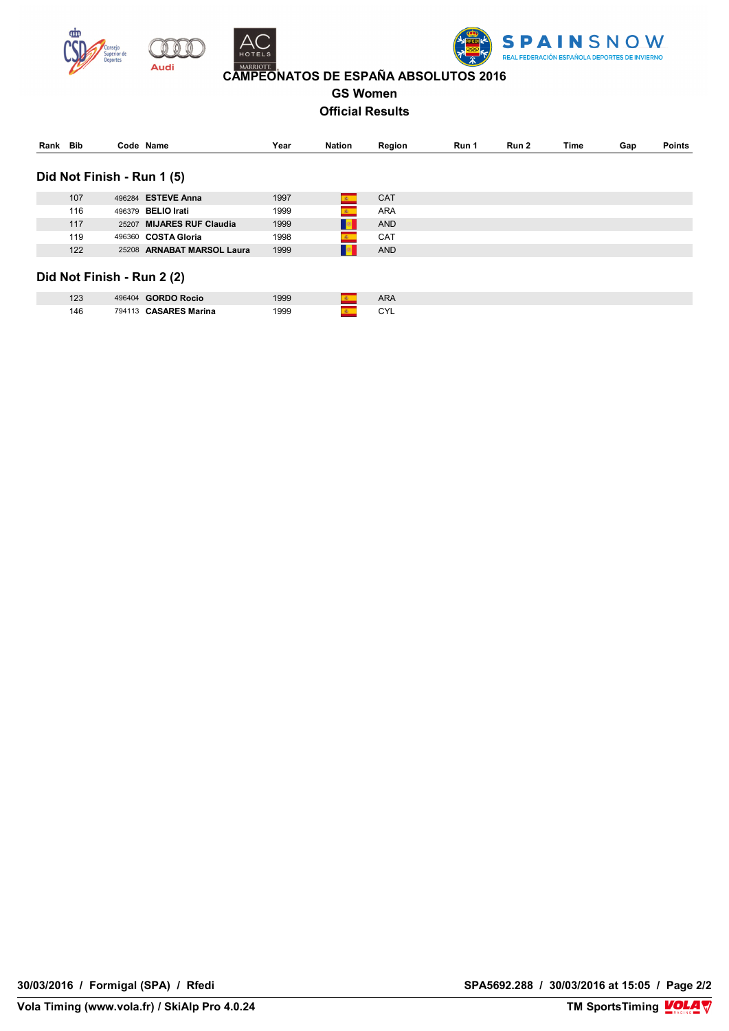# CAMPEONATOS DE ESPAÑA ABSOLUTOS 2016

## GS Women

## Official Results

| Rank | Bib | Code | Name | Year | Nation | Region | Run 1 | Run 2 | Time | Gap | Points |
|---|---|---|---|---|---|---|---|---|---|---|---|

### Did Not Finish - Run 1 (5)

| Rank | Bib | Code | Name | Year | Nation | Region | Run 1 | Run 2 | Time | Gap | Points |
|---|---|---|---|---|---|---|---|---|---|---|---|
| | 107 | 496284 | **ESTEVE Anna** | 1997 | | CAT | | | | | |
| | 116 | 496379 | **BELIO Irati** | 1999 | | ARA | | | | | |
| | 117 | 25207 | **MIJARES RUF Claudia** | 1999 | | AND | | | | | |
| | 119 | 496360 | **COSTA Gloria** | 1998 | | CAT | | | | | |
| | 122 | 25208 | **ARNABAT MARSOL Laura** | 1999 | | AND | | | | | |

### Did Not Finish - Run 2 (2)

| Rank | Bib | Code | Name | Year | Nation | Region | Run 1 | Run 2 | Time | Gap | Points |
|---|---|---|---|---|---|---|---|---|---|---|---|
| | 123 | 496404 | **GORDO Rocio** | 1999 | | ARA | | | | | |
| | 146 | 794113 | **CASARES Marina** | 1999 | | CYL | | | | | |

30/03/2016 / Formigal (SPA) / Rfedi

SPA5692.288 / 30/03/2016 at 15:05

Vola Timing (www.vola.fr) / SkiAlp Pro 4.0.24

TM SportsTiming